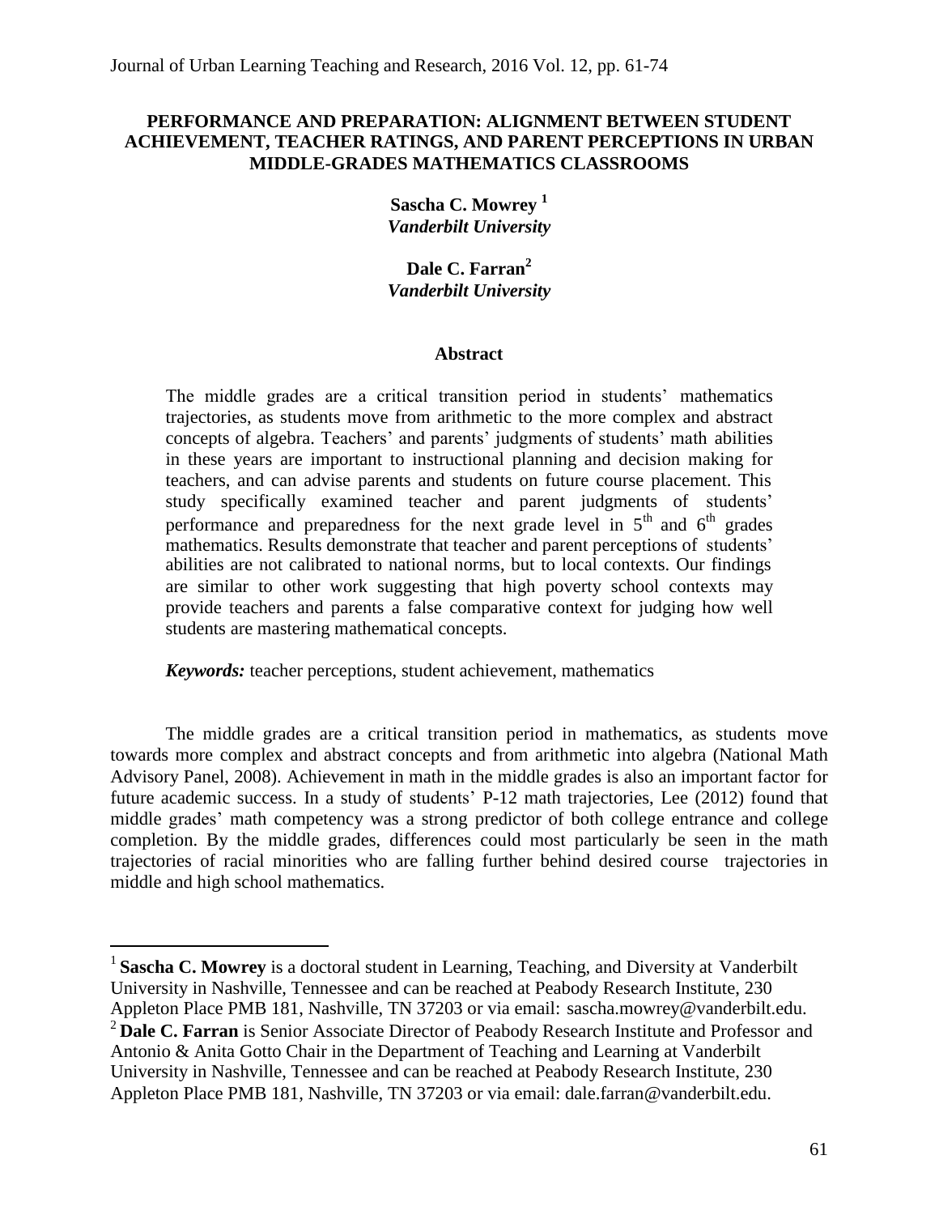# PERFORMANCE AND PREPARATION: ALIGNMENT BETWEEN STUDENT ACHIEVEMENT, TEACHER RATINGS, AND PARENT PERCEPTIONS IN URBAN MIDDLE-GRADES MATHEMATICS CLASSROOMS

**Sascha C. Mowrey** [1]
*Vanderbilt University*

**Dale C. Farran** [2]
*Vanderbilt University*

## Abstract

The middle grades are a critical transition period in students' mathematics trajectories, as students move from arithmetic to the more complex and abstract concepts of algebra. Teachers' and parents' judgments of students' math abilities in these years are important to instructional planning and decision making for teachers, and can advise parents and students on future course placement. This study specifically examined teacher and parent judgments of students' performance and preparedness for the next grade level in 5th and 6th grades mathematics. Results demonstrate that teacher and parent perceptions of students' abilities are not calibrated to national norms, but to local contexts. Our findings are similar to other work suggesting that high poverty school contexts may provide teachers and parents a false comparative context for judging how well students are mastering mathematical concepts.

***Keywords:*** teacher perceptions, student achievement, mathematics

The middle grades are a critical transition period in mathematics, as students move towards more complex and abstract concepts and from arithmetic into algebra (National Math Advisory Panel, 2008). Achievement in math in the middle grades is also an important factor for future academic success. In a study of students' P-12 math trajectories, Lee (2012) found that middle grades' math competency was a strong predictor of both college entrance and college completion. By the middle grades, differences could most particularly be seen in the math trajectories of racial minorities who are falling further behind desired course trajectories in middle and high school mathematics.

---

[1] **Sascha C. Mowrey** is a doctoral student in Learning, Teaching, and Diversity at Vanderbilt University in Nashville, Tennessee and can be reached at Peabody Research Institute, 230 Appleton Place PMB 181, Nashville, TN 37203 or via email: sascha.mowrey@vanderbilt.edu.

[2] **Dale C. Farran** is Senior Associate Director of Peabody Research Institute and Professor and Antonio & Anita Gotto Chair in the Department of Teaching and Learning at Vanderbilt University in Nashville, Tennessee and can be reached at Peabody Research Institute, 230 Appleton Place PMB 181, Nashville, TN 37203 or via email: dale.farran@vanderbilt.edu.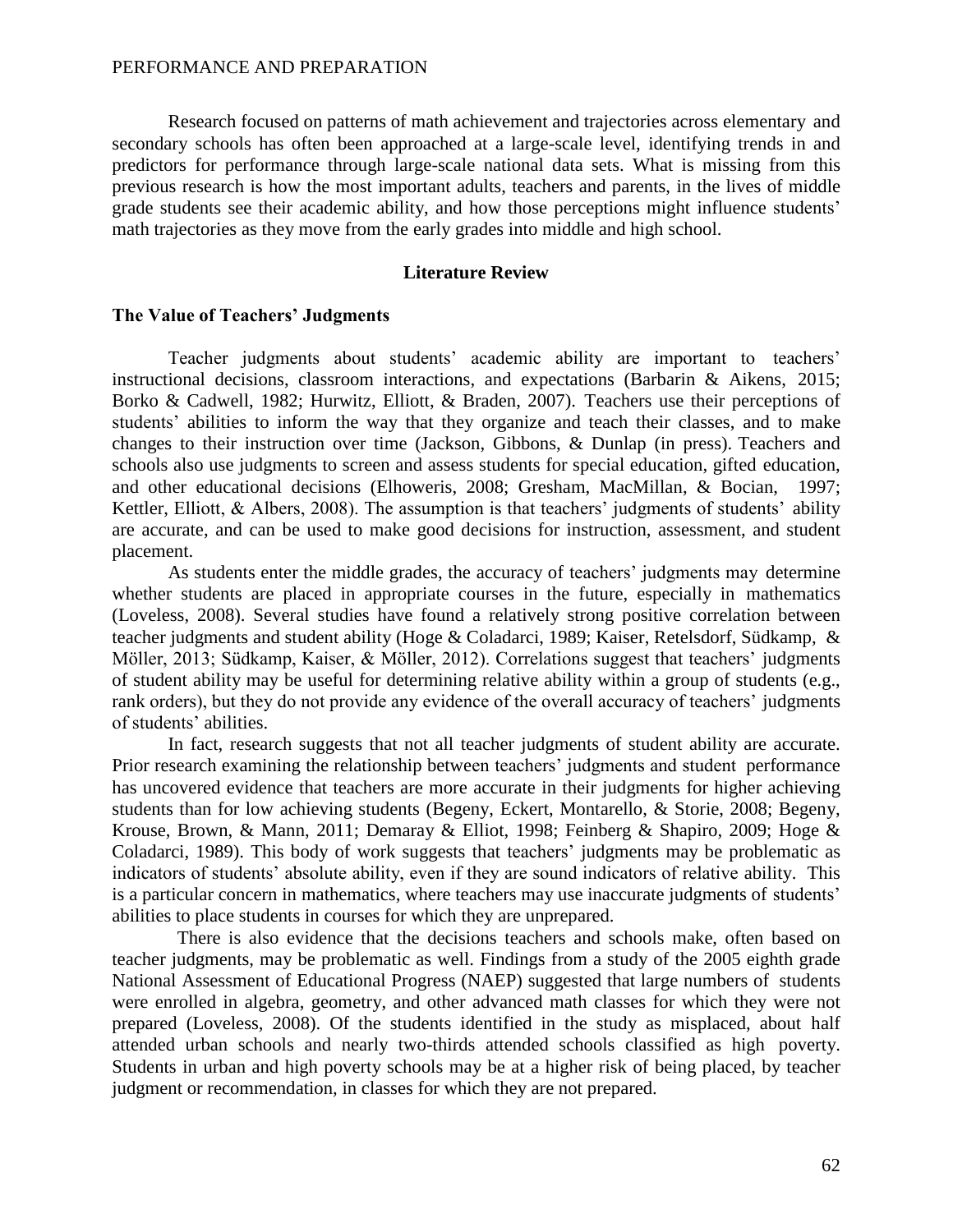Research focused on patterns of math achievement and trajectories across elementary and secondary schools has often been approached at a large-scale level, identifying trends in and predictors for performance through large-scale national data sets. What is missing from this previous research is how the most important adults, teachers and parents, in the lives of middle grade students see their academic ability, and how those perceptions might influence students' math trajectories as they move from the early grades into middle and high school.

## Literature Review

### The Value of Teachers' Judgments

Teacher judgments about students' academic ability are important to teachers' instructional decisions, classroom interactions, and expectations (Barbarin & Aikens, 2015; Borko & Cadwell, 1982; Hurwitz, Elliott, & Braden, 2007). Teachers use their perceptions of students' abilities to inform the way that they organize and teach their classes, and to make changes to their instruction over time (Jackson, Gibbons, & Dunlap (in press). Teachers and schools also use judgments to screen and assess students for special education, gifted education, and other educational decisions (Elhoweris, 2008; Gresham, MacMillan, & Bocian, 1997; Kettler, Elliott, & Albers, 2008). The assumption is that teachers' judgments of students' ability are accurate, and can be used to make good decisions for instruction, assessment, and student placement.

As students enter the middle grades, the accuracy of teachers' judgments may determine whether students are placed in appropriate courses in the future, especially in mathematics (Loveless, 2008). Several studies have found a relatively strong positive correlation between teacher judgments and student ability (Hoge & Coladarci, 1989; Kaiser, Retelsdorf, Südkamp, & Möller, 2013; Südkamp, Kaiser, & Möller, 2012). Correlations suggest that teachers' judgments of student ability may be useful for determining relative ability within a group of students (e.g., rank orders), but they do not provide any evidence of the overall accuracy of teachers' judgments of students' abilities.

In fact, research suggests that not all teacher judgments of student ability are accurate. Prior research examining the relationship between teachers' judgments and student performance has uncovered evidence that teachers are more accurate in their judgments for higher achieving students than for low achieving students (Begeny, Eckert, Montarello, & Storie, 2008; Begeny, Krouse, Brown, & Mann, 2011; Demaray & Elliot, 1998; Feinberg & Shapiro, 2009; Hoge & Coladarci, 1989). This body of work suggests that teachers' judgments may be problematic as indicators of students' absolute ability, even if they are sound indicators of relative ability. This is a particular concern in mathematics, where teachers may use inaccurate judgments of students' abilities to place students in courses for which they are unprepared.

There is also evidence that the decisions teachers and schools make, often based on teacher judgments, may be problematic as well. Findings from a study of the 2005 eighth grade National Assessment of Educational Progress (NAEP) suggested that large numbers of students were enrolled in algebra, geometry, and other advanced math classes for which they were not prepared (Loveless, 2008). Of the students identified in the study as misplaced, about half attended urban schools and nearly two-thirds attended schools classified as high poverty. Students in urban and high poverty schools may be at a higher risk of being placed, by teacher judgment or recommendation, in classes for which they are not prepared.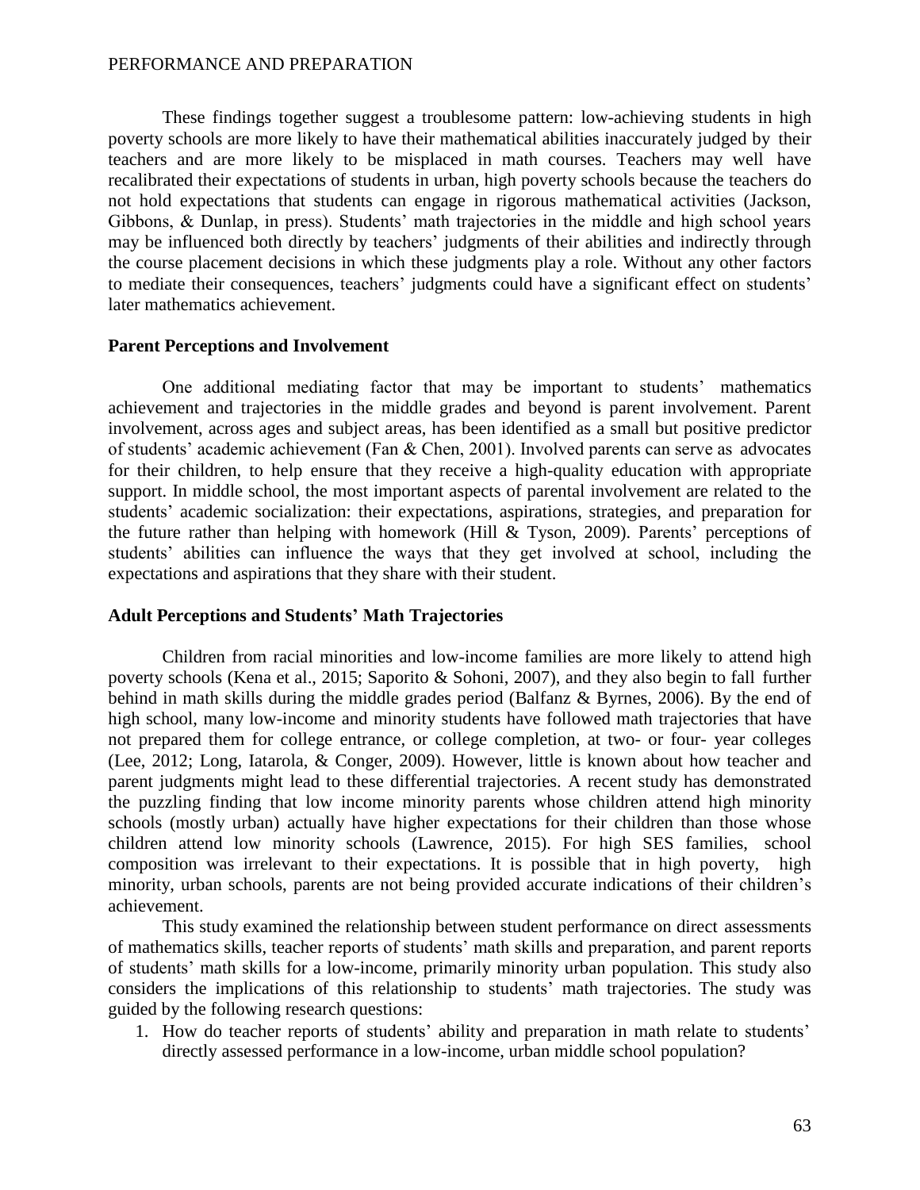These findings together suggest a troublesome pattern: low-achieving students in high poverty schools are more likely to have their mathematical abilities inaccurately judged by their teachers and are more likely to be misplaced in math courses. Teachers may well have recalibrated their expectations of students in urban, high poverty schools because the teachers do not hold expectations that students can engage in rigorous mathematical activities (Jackson, Gibbons, & Dunlap, in press). Students' math trajectories in the middle and high school years may be influenced both directly by teachers' judgments of their abilities and indirectly through the course placement decisions in which these judgments play a role. Without any other factors to mediate their consequences, teachers' judgments could have a significant effect on students' later mathematics achievement.

## Parent Perceptions and Involvement

One additional mediating factor that may be important to students' mathematics achievement and trajectories in the middle grades and beyond is parent involvement. Parent involvement, across ages and subject areas, has been identified as a small but positive predictor of students' academic achievement (Fan & Chen, 2001). Involved parents can serve as advocates for their children, to help ensure that they receive a high-quality education with appropriate support. In middle school, the most important aspects of parental involvement are related to the students' academic socialization: their expectations, aspirations, strategies, and preparation for the future rather than helping with homework (Hill & Tyson, 2009). Parents' perceptions of students' abilities can influence the ways that they get involved at school, including the expectations and aspirations that they share with their student.

## Adult Perceptions and Students' Math Trajectories

Children from racial minorities and low-income families are more likely to attend high poverty schools (Kena et al., 2015; Saporito & Sohoni, 2007), and they also begin to fall further behind in math skills during the middle grades period (Balfanz & Byrnes, 2006). By the end of high school, many low-income and minority students have followed math trajectories that have not prepared them for college entrance, or college completion, at two- or four- year colleges (Lee, 2012; Long, Iatarola, & Conger, 2009). However, little is known about how teacher and parent judgments might lead to these differential trajectories. A recent study has demonstrated the puzzling finding that low income minority parents whose children attend high minority schools (mostly urban) actually have higher expectations for their children than those whose children attend low minority schools (Lawrence, 2015). For high SES families, school composition was irrelevant to their expectations. It is possible that in high poverty, high minority, urban schools, parents are not being provided accurate indications of their children's achievement.

This study examined the relationship between student performance on direct assessments of mathematics skills, teacher reports of students' math skills and preparation, and parent reports of students' math skills for a low-income, primarily minority urban population. This study also considers the implications of this relationship to students' math trajectories. The study was guided by the following research questions:

1. How do teacher reports of students' ability and preparation in math relate to students' directly assessed performance in a low-income, urban middle school population?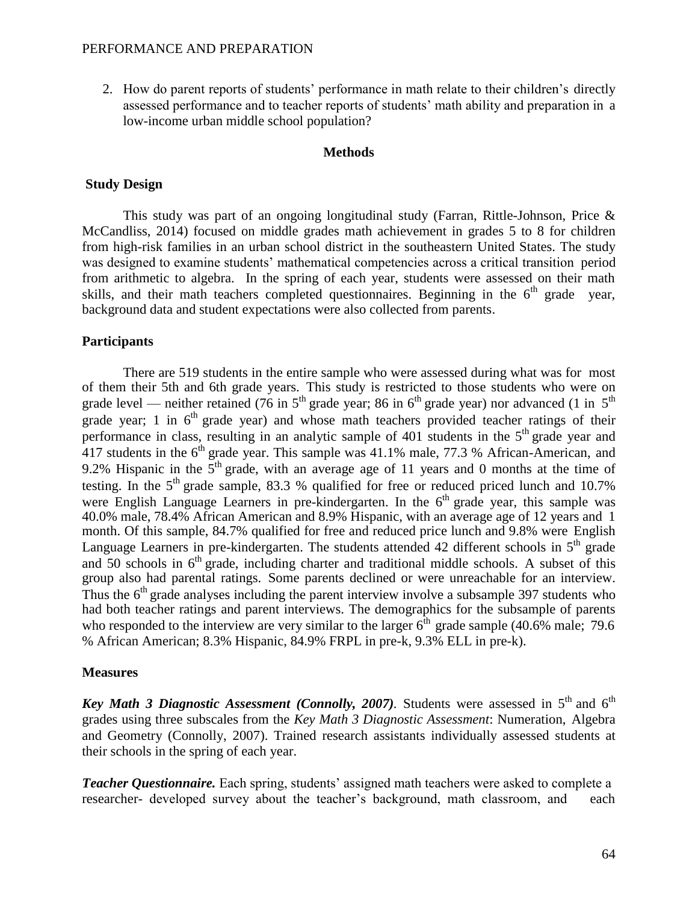2. How do parent reports of students' performance in math relate to their children's directly assessed performance and to teacher reports of students' math ability and preparation in a low-income urban middle school population?

## Methods

### Study Design

This study was part of an ongoing longitudinal study (Farran, Rittle-Johnson, Price & McCandliss, 2014) focused on middle grades math achievement in grades 5 to 8 for children from high-risk families in an urban school district in the southeastern United States. The study was designed to examine students' mathematical competencies across a critical transition period from arithmetic to algebra. In the spring of each year, students were assessed on their math skills, and their math teachers completed questionnaires. Beginning in the 6th grade year, background data and student expectations were also collected from parents.

### Participants

There are 519 students in the entire sample who were assessed during what was for most of them their 5th and 6th grade years. This study is restricted to those students who were on grade level — neither retained (76 in 5th grade year; 86 in 6th grade year) nor advanced (1 in 5th grade year; 1 in 6th grade year) and whose math teachers provided teacher ratings of their performance in class, resulting in an analytic sample of 401 students in the 5th grade year and 417 students in the 6th grade year. This sample was 41.1% male, 77.3 % African-American, and 9.2% Hispanic in the 5th grade, with an average age of 11 years and 0 months at the time of testing. In the 5th grade sample, 83.3 % qualified for free or reduced priced lunch and 10.7% were English Language Learners in pre-kindergarten. In the 6th grade year, this sample was 40.0% male, 78.4% African American and 8.9% Hispanic, with an average age of 12 years and 1 month. Of this sample, 84.7% qualified for free and reduced price lunch and 9.8% were English Language Learners in pre-kindergarten. The students attended 42 different schools in 5th grade and 50 schools in 6th grade, including charter and traditional middle schools. A subset of this group also had parental ratings. Some parents declined or were unreachable for an interview. Thus the 6th grade analyses including the parent interview involve a subsample 397 students who had both teacher ratings and parent interviews. The demographics for the subsample of parents who responded to the interview are very similar to the larger 6th grade sample (40.6% male; 79.6 % African American; 8.3% Hispanic, 84.9% FRPL in pre-k, 9.3% ELL in pre-k).

### Measures

***Key Math 3 Diagnostic Assessment (Connolly, 2007)***. Students were assessed in 5th and 6th grades using three subscales from the *Key Math 3 Diagnostic Assessment*: Numeration, Algebra and Geometry (Connolly, 2007). Trained research assistants individually assessed students at their schools in the spring of each year.

***Teacher Questionnaire.*** Each spring, students' assigned math teachers were asked to complete a researcher- developed survey about the teacher's background, math classroom, and each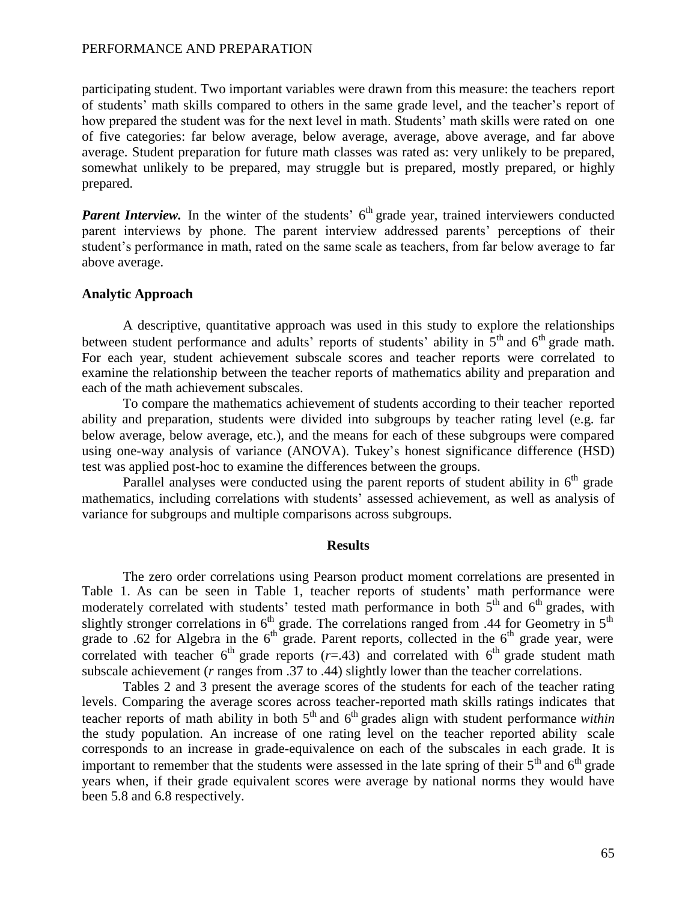participating student. Two important variables were drawn from this measure: the teachers report of students' math skills compared to others in the same grade level, and the teacher's report of how prepared the student was for the next level in math. Students' math skills were rated on one of five categories: far below average, below average, average, above average, and far above average. Student preparation for future math classes was rated as: very unlikely to be prepared, somewhat unlikely to be prepared, may struggle but is prepared, mostly prepared, or highly prepared.

***Parent Interview.*** In the winter of the students' 6th grade year, trained interviewers conducted parent interviews by phone. The parent interview addressed parents' perceptions of their student's performance in math, rated on the same scale as teachers, from far below average to far above average.

### Analytic Approach

A descriptive, quantitative approach was used in this study to explore the relationships between student performance and adults' reports of students' ability in 5th and 6th grade math. For each year, student achievement subscale scores and teacher reports were correlated to examine the relationship between the teacher reports of mathematics ability and preparation and each of the math achievement subscales.

To compare the mathematics achievement of students according to their teacher reported ability and preparation, students were divided into subgroups by teacher rating level (e.g. far below average, below average, etc.), and the means for each of these subgroups were compared using one-way analysis of variance (ANOVA). Tukey's honest significance difference (HSD) test was applied post-hoc to examine the differences between the groups.

Parallel analyses were conducted using the parent reports of student ability in 6th grade mathematics, including correlations with students' assessed achievement, as well as analysis of variance for subgroups and multiple comparisons across subgroups.

## Results

The zero order correlations using Pearson product moment correlations are presented in Table 1. As can be seen in Table 1, teacher reports of students' math performance were moderately correlated with students' tested math performance in both 5th and 6th grades, with slightly stronger correlations in 6th grade. The correlations ranged from .44 for Geometry in 5th grade to .62 for Algebra in the 6th grade. Parent reports, collected in the 6th grade year, were correlated with teacher 6th grade reports ($r$=.43) and correlated with 6th grade student math subscale achievement ($r$ ranges from .37 to .44) slightly lower than the teacher correlations.

Tables 2 and 3 present the average scores of the students for each of the teacher rating levels. Comparing the average scores across teacher-reported math skills ratings indicates that teacher reports of math ability in both 5th and 6th grades align with student performance *within* the study population. An increase of one rating level on the teacher reported ability scale corresponds to an increase in grade-equivalence on each of the subscales in each grade. It is important to remember that the students were assessed in the late spring of their 5th and 6th grade years when, if their grade equivalent scores were average by national norms they would have been 5.8 and 6.8 respectively.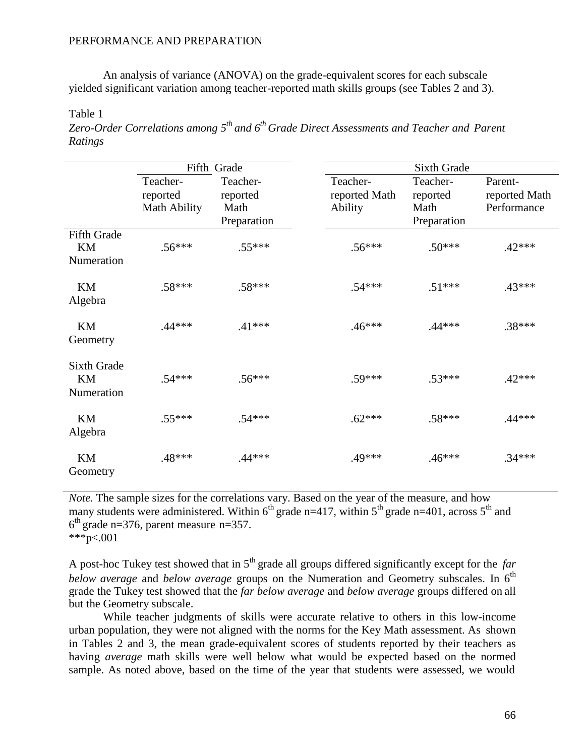An analysis of variance (ANOVA) on the grade-equivalent scores for each subscale yielded significant variation among teacher-reported math skills groups (see Tables 2 and 3).

Table 1

*Zero-Order Correlations among 5th and 6th Grade Direct Assessments and Teacher and Parent Ratings*

| | Fifth Grade | | Sixth Grade | | |
|---|---|---|---|---|---|
| | Teacher-reported Math Ability | Teacher-reported Math Preparation | Teacher-reported Math Ability | Teacher-reported Math Preparation | Parent-reported Math Performance |
| Fifth Grade KM Numeration | .56*** | .55*** | .56*** | .50*** | .42*** |
| KM Algebra | .58*** | .58*** | .54*** | .51*** | .43*** |
| KM Geometry | .44*** | .41*** | .46*** | .44*** | .38*** |
| Sixth Grade KM Numeration | .54*** | .56*** | .59*** | .53*** | .42*** |
| KM Algebra | .55*** | .54*** | .62*** | .58*** | .44*** |
| KM Geometry | .48*** | .44*** | .49*** | .46*** | .34*** |

*Note.* The sample sizes for the correlations vary. Based on the year of the measure, and how many students were administered. Within 6th grade n=417, within 5th grade n=401, across 5th and 6th grade n=376, parent measure n=357.
***p<.001

A post-hoc Tukey test showed that in 5th grade all groups differed significantly except for the *far below average* and *below average* groups on the Numeration and Geometry subscales. In 6th grade the Tukey test showed that the *far below average* and *below average* groups differed on all but the Geometry subscale.

While teacher judgments of skills were accurate relative to others in this low-income urban population, they were not aligned with the norms for the Key Math assessment. As shown in Tables 2 and 3, the mean grade-equivalent scores of students reported by their teachers as having *average* math skills were well below what would be expected based on the normed sample. As noted above, based on the time of the year that students were assessed, we would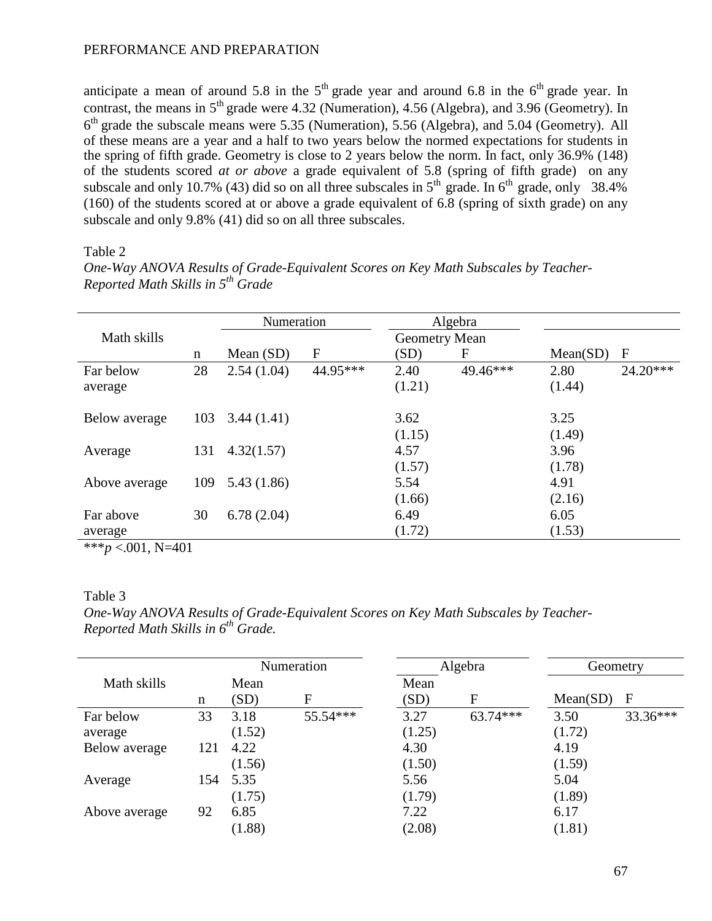anticipate a mean of around 5.8 in the 5th grade year and around 6.8 in the 6th grade year. In contrast, the means in 5th grade were 4.32 (Numeration), 4.56 (Algebra), and 3.96 (Geometry). In 6th grade the subscale means were 5.35 (Numeration), 5.56 (Algebra), and 5.04 (Geometry). All of these means are a year and a half to two years below the normed expectations for students in the spring of fifth grade. Geometry is close to 2 years below the norm. In fact, only 36.9% (148) of the students scored *at or above* a grade equivalent of 5.8 (spring of fifth grade) on any subscale and only 10.7% (43) did so on all three subscales in 5th grade. In 6th grade, only 38.4% (160) of the students scored at or above a grade equivalent of 6.8 (spring of sixth grade) on any subscale and only 9.8% (41) did so on all three subscales.

Table 2

*One-Way ANOVA Results of Grade-Equivalent Scores on Key Math Subscales by Teacher-Reported Math Skills in 5th Grade*

| Math skills | n | Numeration Mean (SD) | F | Algebra Geometry Mean (SD) | F | Mean(SD) | F |
|---|---|---|---|---|---|---|---|
| Far below average | 28 | 2.54 (1.04) | 44.95*** | 2.40 (1.21) | 49.46*** | 2.80 (1.44) | 24.20*** |
| Below average | 103 | 3.44 (1.41) | | 3.62 (1.15) | | 3.25 (1.49) | |
| Average | 131 | 4.32(1.57) | | 4.57 (1.57) | | 3.96 (1.78) | |
| Above average | 109 | 5.43 (1.86) | | 5.54 (1.66) | | 4.91 (2.16) | |
| Far above average | 30 | 6.78 (2.04) | | 6.49 (1.72) | | 6.05 (1.53) | |

***$p$ <.001, N=401

Table 3

*One-Way ANOVA Results of Grade-Equivalent Scores on Key Math Subscales by Teacher-Reported Math Skills in 6th Grade.*

| Math skills | n | Numeration Mean (SD) | F | Algebra Mean (SD) | F | Geometry Mean(SD) | F |
|---|---|---|---|---|---|---|---|
| Far below average | 33 | 3.18 (1.52) | 55.54*** | 3.27 (1.25) | 63.74*** | 3.50 (1.72) | 33.36*** |
| Below average | 121 | 4.22 (1.56) | | 4.30 (1.50) | | 4.19 (1.59) | |
| Average | 154 | 5.35 (1.75) | | 5.56 (1.79) | | 5.04 (1.89) | |
| Above average | 92 | 6.85 (1.88) | | 7.22 (2.08) | | 6.17 (1.81) | |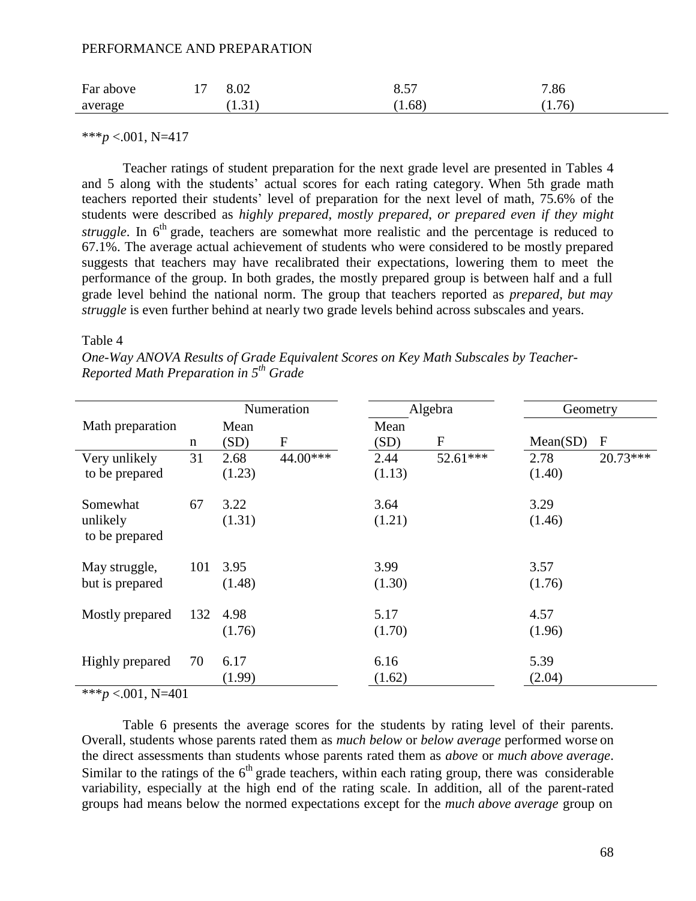| | | | | |
|---|---|---|---|---|
| Far above average | 17 | 8.02 (1.31) | 8.57 (1.68) | 7.86 (1.76) |

***$p$ <.001, N=417

Teacher ratings of student preparation for the next grade level are presented in Tables 4 and 5 along with the students' actual scores for each rating category. When 5th grade math teachers reported their students' level of preparation for the next level of math, 75.6% of the students were described as *highly prepared, mostly prepared, or prepared even if they might struggle*. In 6th grade, teachers are somewhat more realistic and the percentage is reduced to 67.1%. The average actual achievement of students who were considered to be mostly prepared suggests that teachers may have recalibrated their expectations, lowering them to meet the performance of the group. In both grades, the mostly prepared group is between half and a full grade level behind the national norm. The group that teachers reported as *prepared, but may struggle* is even further behind at nearly two grade levels behind across subscales and years.

Table 4

*One-Way ANOVA Results of Grade Equivalent Scores on Key Math Subscales by Teacher-Reported Math Preparation in 5th Grade*

| | | Numeration | | Algebra | | Geometry | |
|---|---|---|---|---|---|---|---|
| Math preparation | n | Mean (SD) | F | Mean (SD) | F | Mean(SD) | F |
| Very unlikely to be prepared | 31 | 2.68 (1.23) | 44.00*** | 2.44 (1.13) | 52.61*** | 2.78 (1.40) | 20.73*** |
| Somewhat unlikely to be prepared | 67 | 3.22 (1.31) | | 3.64 (1.21) | | 3.29 (1.46) | |
| May struggle, but is prepared | 101 | 3.95 (1.48) | | 3.99 (1.30) | | 3.57 (1.76) | |
| Mostly prepared | 132 | 4.98 (1.76) | | 5.17 (1.70) | | 4.57 (1.96) | |
| Highly prepared | 70 | 6.17 (1.99) | | 6.16 (1.62) | | 5.39 (2.04) | |

***$p$ <.001, N=401

Table 6 presents the average scores for the students by rating level of their parents. Overall, students whose parents rated them as *much below* or *below average* performed worse on the direct assessments than students whose parents rated them as *above* or *much above average*. Similar to the ratings of the 6th grade teachers, within each rating group, there was considerable variability, especially at the high end of the rating scale. In addition, all of the parent-rated groups had means below the normed expectations except for the *much above average* group on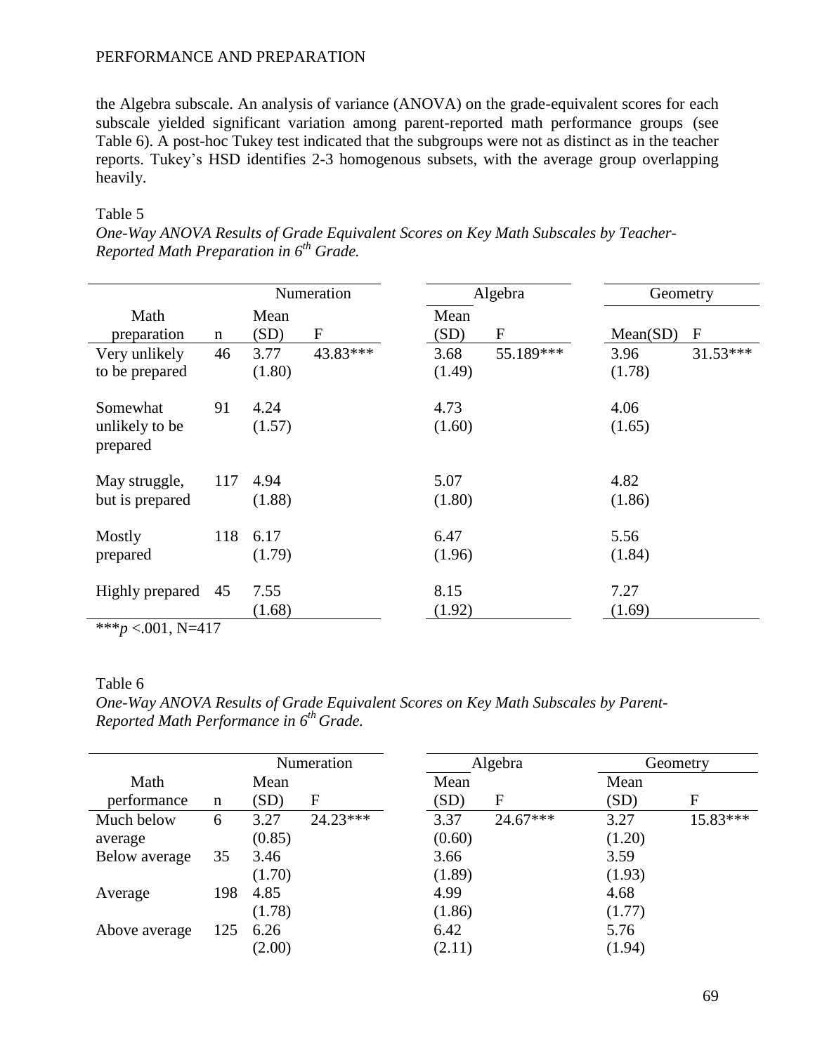the Algebra subscale. An analysis of variance (ANOVA) on the grade-equivalent scores for each subscale yielded significant variation among parent-reported math performance groups (see Table 6). A post-hoc Tukey test indicated that the subgroups were not as distinct as in the teacher reports. Tukey's HSD identifies 2-3 homogenous subsets, with the average group overlapping heavily.

Table 5

*One-Way ANOVA Results of Grade Equivalent Scores on Key Math Subscales by Teacher-Reported Math Preparation in 6th Grade.*

| | | Numeration | | Algebra | | Geometry | |
|---|---|---|---|---|---|---|---|
| Math preparation | n | Mean (SD) | F | Mean (SD) | F | Mean(SD) | F |
| Very unlikely to be prepared | 46 | 3.77 (1.80) | 43.83*** | 3.68 (1.49) | 55.189*** | 3.96 (1.78) | 31.53*** |
| Somewhat unlikely to be prepared | 91 | 4.24 (1.57) | | 4.73 (1.60) | | 4.06 (1.65) | |
| May struggle, but is prepared | 117 | 4.94 (1.88) | | 5.07 (1.80) | | 4.82 (1.86) | |
| Mostly prepared | 118 | 6.17 (1.79) | | 6.47 (1.96) | | 5.56 (1.84) | |
| Highly prepared | 45 | 7.55 (1.68) | | 8.15 (1.92) | | 7.27 (1.69) | |

***$p < .001$, N=417

Table 6

*One-Way ANOVA Results of Grade Equivalent Scores on Key Math Subscales by Parent-Reported Math Performance in 6th Grade.*

| | | Numeration | | Algebra | | Geometry | |
|---|---|---|---|---|---|---|---|
| Math performance | n | Mean (SD) | F | Mean (SD) | F | Mean (SD) | F |
| Much below average | 6 | 3.27 (0.85) | 24.23*** | 3.37 (0.60) | 24.67*** | 3.27 (1.20) | 15.83*** |
| Below average | 35 | 3.46 (1.70) | | 3.66 (1.89) | | 3.59 (1.93) | |
| Average | 198 | 4.85 (1.78) | | 4.99 (1.86) | | 4.68 (1.77) | |
| Above average | 125 | 6.26 (2.00) | | 6.42 (2.11) | | 5.76 (1.94) | |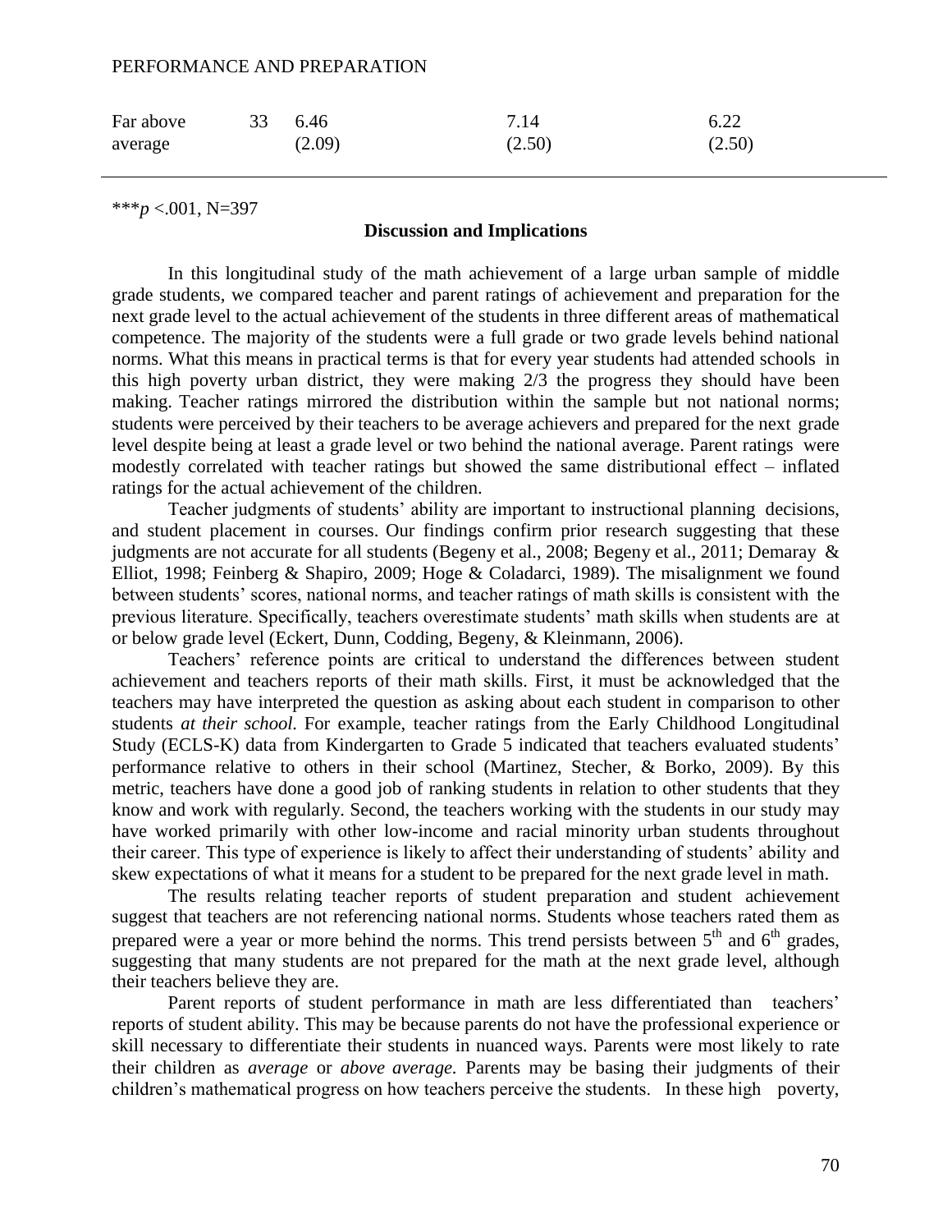| Far above average | 33 | 6.46 (2.09) | 7.14 (2.50) | 6.22 (2.50) |
|---|---|---|---|---|

***$p$ <.001, N=397

## Discussion and Implications

In this longitudinal study of the math achievement of a large urban sample of middle grade students, we compared teacher and parent ratings of achievement and preparation for the next grade level to the actual achievement of the students in three different areas of mathematical competence. The majority of the students were a full grade or two grade levels behind national norms. What this means in practical terms is that for every year students had attended schools in this high poverty urban district, they were making 2/3 the progress they should have been making. Teacher ratings mirrored the distribution within the sample but not national norms; students were perceived by their teachers to be average achievers and prepared for the next grade level despite being at least a grade level or two behind the national average. Parent ratings were modestly correlated with teacher ratings but showed the same distributional effect – inflated ratings for the actual achievement of the children.

Teacher judgments of students' ability are important to instructional planning decisions, and student placement in courses. Our findings confirm prior research suggesting that these judgments are not accurate for all students (Begeny et al., 2008; Begeny et al., 2011; Demaray & Elliot, 1998; Feinberg & Shapiro, 2009; Hoge & Coladarci, 1989). The misalignment we found between students' scores, national norms, and teacher ratings of math skills is consistent with the previous literature. Specifically, teachers overestimate students' math skills when students are at or below grade level (Eckert, Dunn, Codding, Begeny, & Kleinmann, 2006).

Teachers' reference points are critical to understand the differences between student achievement and teachers reports of their math skills. First, it must be acknowledged that the teachers may have interpreted the question as asking about each student in comparison to other students *at their school.* For example, teacher ratings from the Early Childhood Longitudinal Study (ECLS-K) data from Kindergarten to Grade 5 indicated that teachers evaluated students' performance relative to others in their school (Martinez, Stecher, & Borko, 2009). By this metric, teachers have done a good job of ranking students in relation to other students that they know and work with regularly. Second, the teachers working with the students in our study may have worked primarily with other low-income and racial minority urban students throughout their career. This type of experience is likely to affect their understanding of students' ability and skew expectations of what it means for a student to be prepared for the next grade level in math.

The results relating teacher reports of student preparation and student achievement suggest that teachers are not referencing national norms. Students whose teachers rated them as prepared were a year or more behind the norms. This trend persists between 5th and 6th grades, suggesting that many students are not prepared for the math at the next grade level, although their teachers believe they are.

Parent reports of student performance in math are less differentiated than teachers' reports of student ability. This may be because parents do not have the professional experience or skill necessary to differentiate their students in nuanced ways. Parents were most likely to rate their children as *average* or *above average.* Parents may be basing their judgments of their children's mathematical progress on how teachers perceive the students. In these high poverty,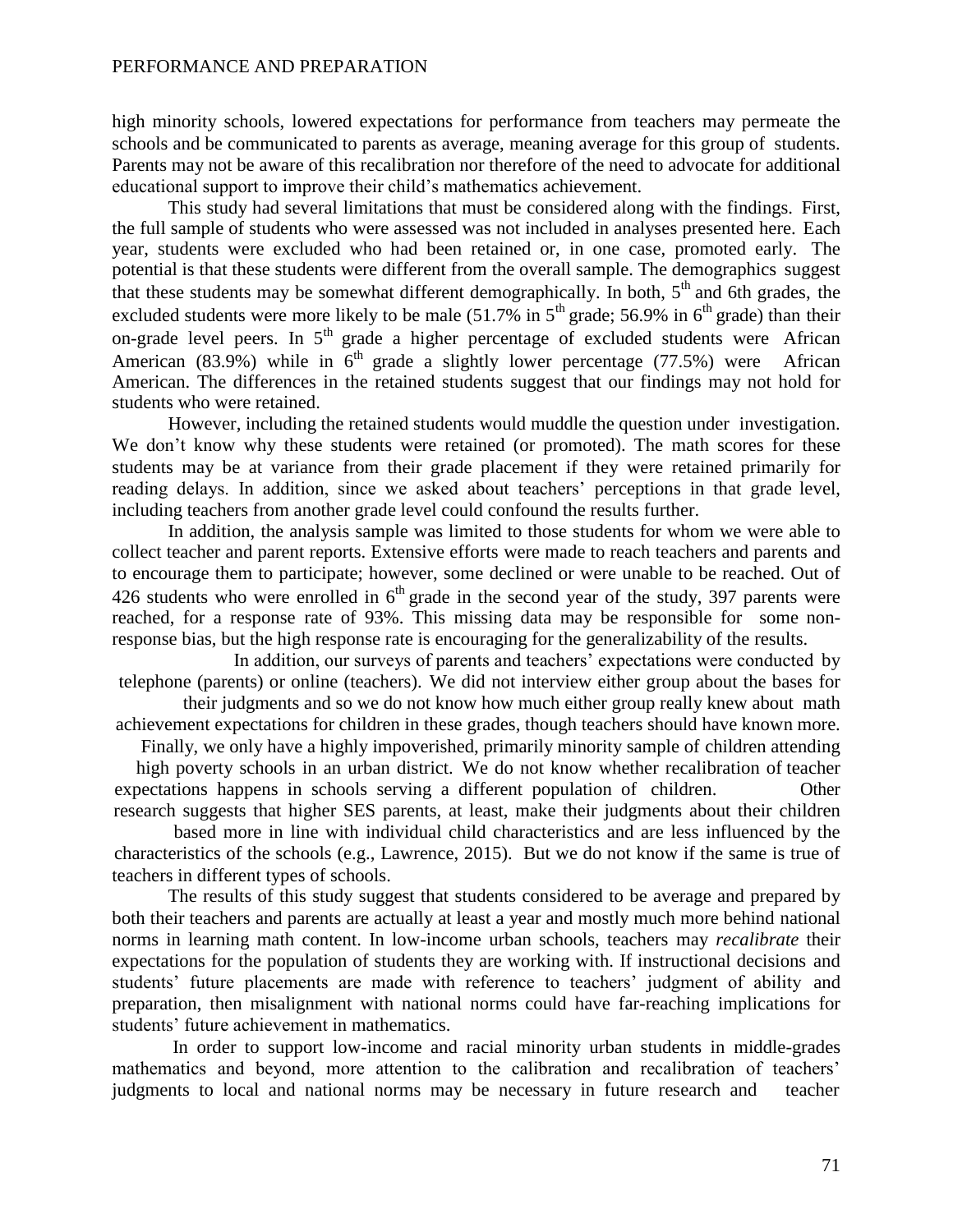high minority schools, lowered expectations for performance from teachers may permeate the schools and be communicated to parents as average, meaning average for this group of students. Parents may not be aware of this recalibration nor therefore of the need to advocate for additional educational support to improve their child's mathematics achievement.

This study had several limitations that must be considered along with the findings. First, the full sample of students who were assessed was not included in analyses presented here. Each year, students were excluded who had been retained or, in one case, promoted early. The potential is that these students were different from the overall sample. The demographics suggest that these students may be somewhat different demographically. In both, 5th and 6th grades, the excluded students were more likely to be male (51.7% in 5th grade; 56.9% in 6th grade) than their on-grade level peers. In 5th grade a higher percentage of excluded students were African American (83.9%) while in 6th grade a slightly lower percentage (77.5%) were African American. The differences in the retained students suggest that our findings may not hold for students who were retained.

However, including the retained students would muddle the question under investigation. We don't know why these students were retained (or promoted). The math scores for these students may be at variance from their grade placement if they were retained primarily for reading delays. In addition, since we asked about teachers' perceptions in that grade level, including teachers from another grade level could confound the results further.

In addition, the analysis sample was limited to those students for whom we were able to collect teacher and parent reports. Extensive efforts were made to reach teachers and parents and to encourage them to participate; however, some declined or were unable to be reached. Out of 426 students who were enrolled in 6th grade in the second year of the study, 397 parents were reached, for a response rate of 93%. This missing data may be responsible for some non-response bias, but the high response rate is encouraging for the generalizability of the results.

In addition, our surveys of parents and teachers' expectations were conducted by telephone (parents) or online (teachers). We did not interview either group about the bases for their judgments and so we do not know how much either group really knew about math achievement expectations for children in these grades, though teachers should have known more. Finally, we only have a highly impoverished, primarily minority sample of children attending high poverty schools in an urban district. We do not know whether recalibration of teacher expectations happens in schools serving a different population of children. Other research suggests that higher SES parents, at least, make their judgments about their children based more in line with individual child characteristics and are less influenced by the characteristics of the schools (e.g., Lawrence, 2015). But we do not know if the same is true of teachers in different types of schools.

The results of this study suggest that students considered to be average and prepared by both their teachers and parents are actually at least a year and mostly much more behind national norms in learning math content. In low-income urban schools, teachers may *recalibrate* their expectations for the population of students they are working with. If instructional decisions and students' future placements are made with reference to teachers' judgment of ability and preparation, then misalignment with national norms could have far-reaching implications for students' future achievement in mathematics.

In order to support low-income and racial minority urban students in middle-grades mathematics and beyond, more attention to the calibration and recalibration of teachers' judgments to local and national norms may be necessary in future research and teacher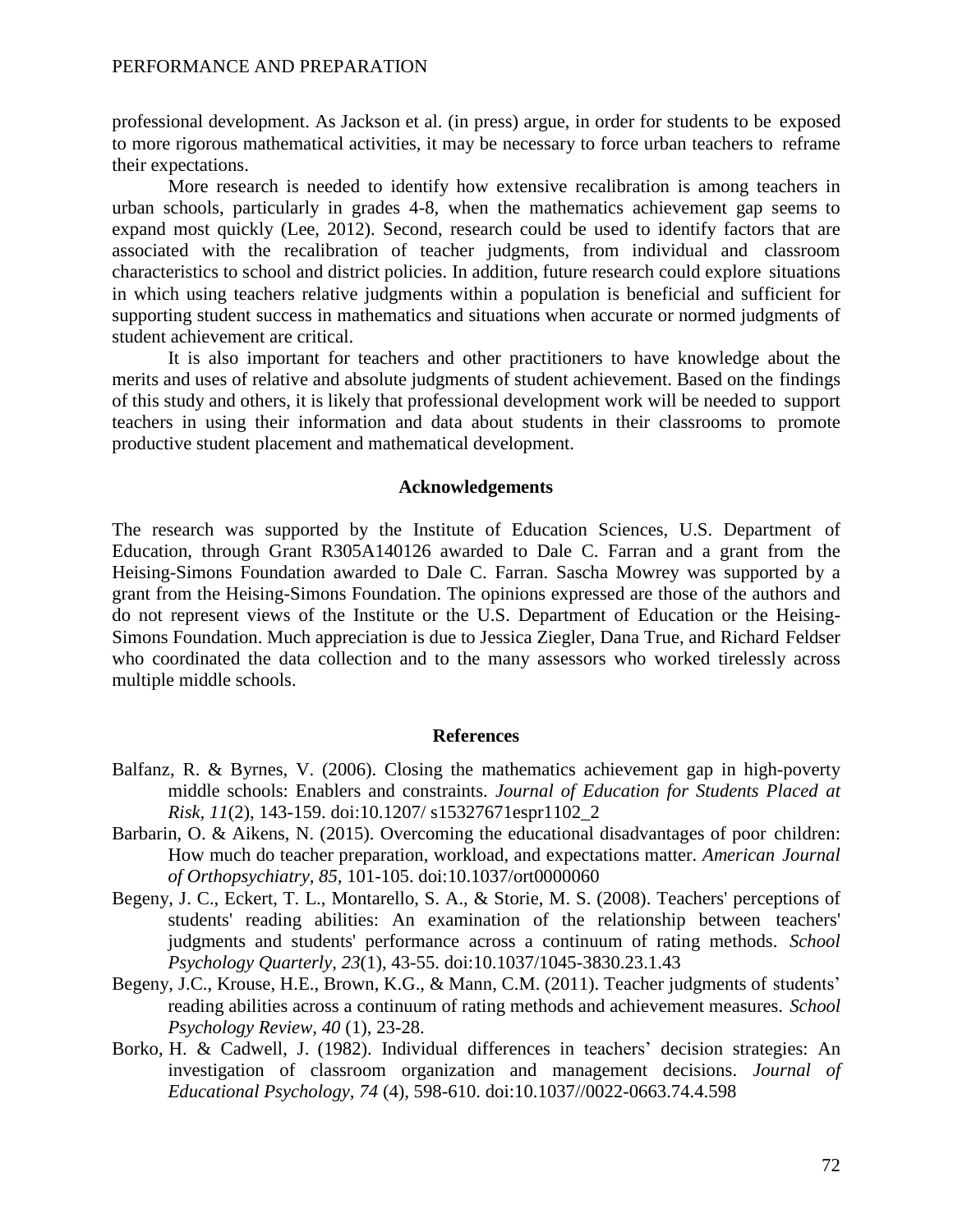professional development. As Jackson et al. (in press) argue, in order for students to be exposed to more rigorous mathematical activities, it may be necessary to force urban teachers to reframe their expectations.

More research is needed to identify how extensive recalibration is among teachers in urban schools, particularly in grades 4-8, when the mathematics achievement gap seems to expand most quickly (Lee, 2012). Second, research could be used to identify factors that are associated with the recalibration of teacher judgments, from individual and classroom characteristics to school and district policies. In addition, future research could explore situations in which using teachers relative judgments within a population is beneficial and sufficient for supporting student success in mathematics and situations when accurate or normed judgments of student achievement are critical.

It is also important for teachers and other practitioners to have knowledge about the merits and uses of relative and absolute judgments of student achievement. Based on the findings of this study and others, it is likely that professional development work will be needed to support teachers in using their information and data about students in their classrooms to promote productive student placement and mathematical development.

## Acknowledgements

The research was supported by the Institute of Education Sciences, U.S. Department of Education, through Grant R305A140126 awarded to Dale C. Farran and a grant from the Heising-Simons Foundation awarded to Dale C. Farran. Sascha Mowrey was supported by a grant from the Heising-Simons Foundation. The opinions expressed are those of the authors and do not represent views of the Institute or the U.S. Department of Education or the Heising-Simons Foundation. Much appreciation is due to Jessica Ziegler, Dana True, and Richard Feldser who coordinated the data collection and to the many assessors who worked tirelessly across multiple middle schools.

## References

Balfanz, R. & Byrnes, V. (2006). Closing the mathematics achievement gap in high-poverty middle schools: Enablers and constraints. *Journal of Education for Students Placed at Risk, 11*(2), 143-159. doi:10.1207/ s15327671espr1102_2

Barbarin, O. & Aikens, N. (2015). Overcoming the educational disadvantages of poor children: How much do teacher preparation, workload, and expectations matter. *American Journal of Orthopsychiatry, 85,* 101-105. doi:10.1037/ort0000060

Begeny, J. C., Eckert, T. L., Montarello, S. A., & Storie, M. S. (2008). Teachers' perceptions of students' reading abilities: An examination of the relationship between teachers' judgments and students' performance across a continuum of rating methods. *School Psychology Quarterly*, *23*(1), 43-55. doi:10.1037/1045-3830.23.1.43

Begeny, J.C., Krouse, H.E., Brown, K.G., & Mann, C.M. (2011). Teacher judgments of students' reading abilities across a continuum of rating methods and achievement measures. *School Psychology Review*, *40* (1), 23-28.

Borko, H. & Cadwell, J. (1982). Individual differences in teachers' decision strategies: An investigation of classroom organization and management decisions. *Journal of Educational Psychology*, *74* (4), 598-610. doi:10.1037//0022-0663.74.4.598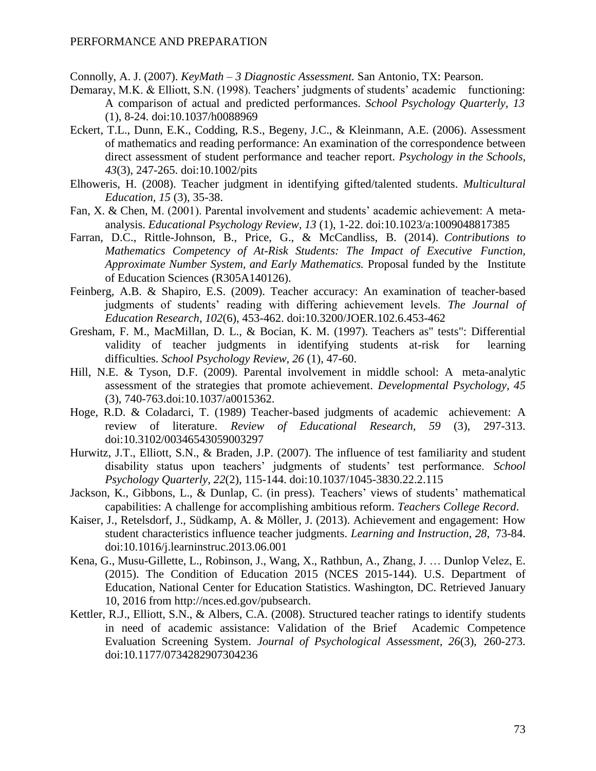Connolly, A. J. (2007). *KeyMath – 3 Diagnostic Assessment.* San Antonio, TX: Pearson.

Demaray, M.K. & Elliott, S.N. (1998). Teachers' judgments of students' academic functioning: A comparison of actual and predicted performances. *School Psychology Quarterly, 13* (1), 8-24. doi:10.1037/h0088969

Eckert, T.L., Dunn, E.K., Codding, R.S., Begeny, J.C., & Kleinmann, A.E. (2006). Assessment of mathematics and reading performance: An examination of the correspondence between direct assessment of student performance and teacher report. *Psychology in the Schools, 43*(3), 247-265. doi:10.1002/pits

Elhoweris, H. (2008). Teacher judgment in identifying gifted/talented students. *Multicultural Education, 15* (3), 35-38.

Fan, X. & Chen, M. (2001). Parental involvement and students' academic achievement: A meta-analysis. *Educational Psychology Review, 13* (1), 1-22. doi:10.1023/a:1009048817385

Farran, D.C., Rittle-Johnson, B., Price, G., & McCandliss, B. (2014). *Contributions to Mathematics Competency of At-Risk Students: The Impact of Executive Function, Approximate Number System, and Early Mathematics.* Proposal funded by the Institute of Education Sciences (R305A140126).

Feinberg, A.B. & Shapiro, E.S. (2009). Teacher accuracy: An examination of teacher-based judgments of students' reading with differing achievement levels. *The Journal of Education Research, 102*(6), 453-462. doi:10.3200/JOER.102.6.453-462

Gresham, F. M., MacMillan, D. L., & Bocian, K. M. (1997). Teachers as" tests": Differential validity of teacher judgments in identifying students at-risk for learning difficulties. *School Psychology Review, 26* (1), 47-60.

Hill, N.E. & Tyson, D.F. (2009). Parental involvement in middle school: A meta-analytic assessment of the strategies that promote achievement. *Developmental Psychology, 45* (3), 740-763.doi:10.1037/a0015362.

Hoge, R.D. & Coladarci, T. (1989) Teacher-based judgments of academic achievement: A review of literature. *Review of Educational Research, 59* (3), 297-313. doi:10.3102/00346543059003297

Hurwitz, J.T., Elliott, S.N., & Braden, J.P. (2007). The influence of test familiarity and student disability status upon teachers' judgments of students' test performance. *School Psychology Quarterly, 22*(2), 115-144. doi:10.1037/1045-3830.22.2.115

Jackson, K., Gibbons, L., & Dunlap, C. (in press). Teachers' views of students' mathematical capabilities: A challenge for accomplishing ambitious reform. *Teachers College Record*.

Kaiser, J., Retelsdorf, J., Südkamp, A. & Möller, J. (2013). Achievement and engagement: How student characteristics influence teacher judgments. *Learning and Instruction, 28*, 73-84. doi:10.1016/j.learninstruc.2013.06.001

Kena, G., Musu-Gillette, L., Robinson, J., Wang, X., Rathbun, A., Zhang, J. … Dunlop Velez, E. (2015). The Condition of Education 2015 (NCES 2015-144). U.S. Department of Education, National Center for Education Statistics. Washington, DC. Retrieved January 10, 2016 from http://nces.ed.gov/pubsearch.

Kettler, R.J., Elliott, S.N., & Albers, C.A. (2008). Structured teacher ratings to identify students in need of academic assistance: Validation of the Brief Academic Competence Evaluation Screening System. *Journal of Psychological Assessment, 26*(3), 260-273. doi:10.1177/0734282907304236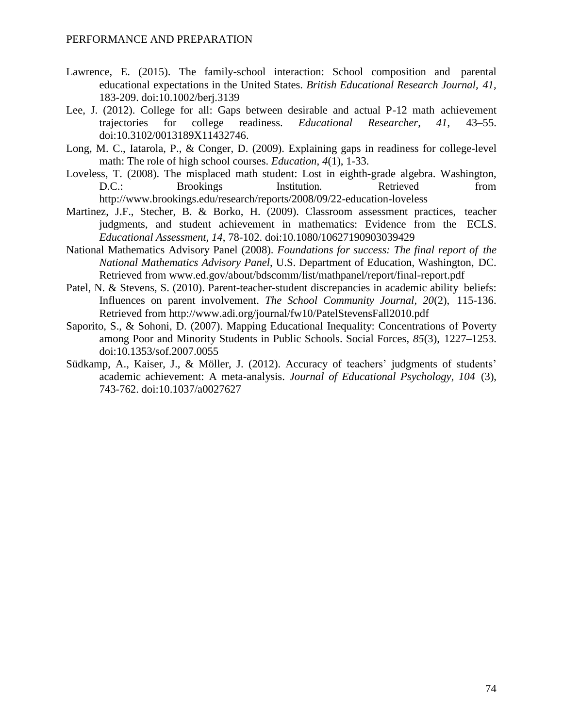Lawrence, E. (2015). The family-school interaction: School composition and parental educational expectations in the United States. *British Educational Research Journal, 41*, 183-209. doi:10.1002/berj.3139

Lee, J. (2012). College for all: Gaps between desirable and actual P-12 math achievement trajectories for college readiness. *Educational Researcher*, *41*, 43–55. doi:10.3102/0013189X11432746.

Long, M. C., Iatarola, P., & Conger, D. (2009). Explaining gaps in readiness for college-level math: The role of high school courses. *Education*, *4*(1), 1-33.

Loveless, T. (2008). The misplaced math student: Lost in eighth-grade algebra. Washington, D.C.: Brookings Institution. Retrieved from http://www.brookings.edu/research/reports/2008/09/22-education-loveless

Martinez, J.F., Stecher, B. & Borko, H. (2009). Classroom assessment practices, teacher judgments, and student achievement in mathematics: Evidence from the ECLS. *Educational Assessment*, *14*, 78-102. doi:10.1080/10627190903039429

National Mathematics Advisory Panel (2008). *Foundations for success: The final report of the National Mathematics Advisory Panel*, U.S. Department of Education, Washington, DC. Retrieved from www.ed.gov/about/bdscomm/list/mathpanel/report/final-report.pdf

Patel, N. & Stevens, S. (2010). Parent-teacher-student discrepancies in academic ability beliefs: Influences on parent involvement. *The School Community Journal*, *20*(2), 115-136. Retrieved from http://www.adi.org/journal/fw10/PatelStevensFall2010.pdf

Saporito, S., & Sohoni, D. (2007). Mapping Educational Inequality: Concentrations of Poverty among Poor and Minority Students in Public Schools. Social Forces, *85*(3), 1227–1253. doi:10.1353/sof.2007.0055

Südkamp, A., Kaiser, J., & Möller, J. (2012). Accuracy of teachers' judgments of students' academic achievement: A meta-analysis. *Journal of Educational Psychology, 104* (3), 743-762. doi:10.1037/a0027627